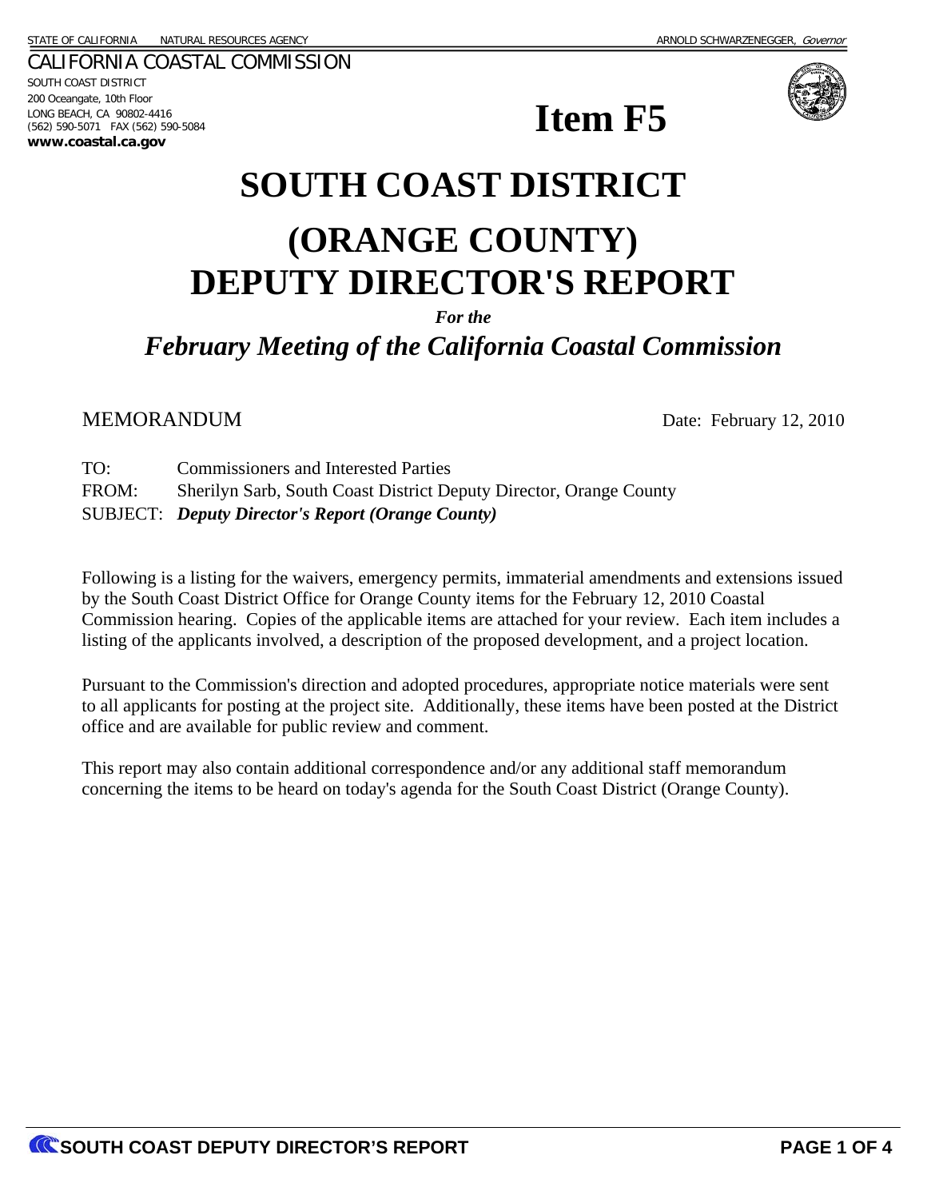STATE OF CALIFORNIA — NATURAL RESOURCES AGENCY — ARNOLD SCHWARZENEGGER, *Governor*

CALIFORNIA COASTAL COMMISSION
SOUTH COAST DISTRICT
200 Oceangate, 10th Floor
LONG BEACH, CA 90802-4416
(562) 590-5071 FAX (562) 590-5084
**www.coastal.ca.gov**

# Item F5

# SOUTH COAST DISTRICT

# (ORANGE COUNTY) DEPUTY DIRECTOR'S REPORT

***For the***

## *February Meeting of the California Coastal Commission*

MEMORANDUM

Date: February 12, 2010

TO: Commissioners and Interested Parties
FROM: Sherilyn Sarb, South Coast District Deputy Director, Orange County
SUBJECT: ***Deputy Director's Report (Orange County)***

Following is a listing for the waivers, emergency permits, immaterial amendments and extensions issued by the South Coast District Office for Orange County items for the February 12, 2010 Coastal Commission hearing. Copies of the applicable items are attached for your review. Each item includes a listing of the applicants involved, a description of the proposed development, and a project location.

Pursuant to the Commission's direction and adopted procedures, appropriate notice materials were sent to all applicants for posting at the project site. Additionally, these items have been posted at the District office and are available for public review and comment.

This report may also contain additional correspondence and/or any additional staff memorandum concerning the items to be heard on today's agenda for the South Coast District (Orange County).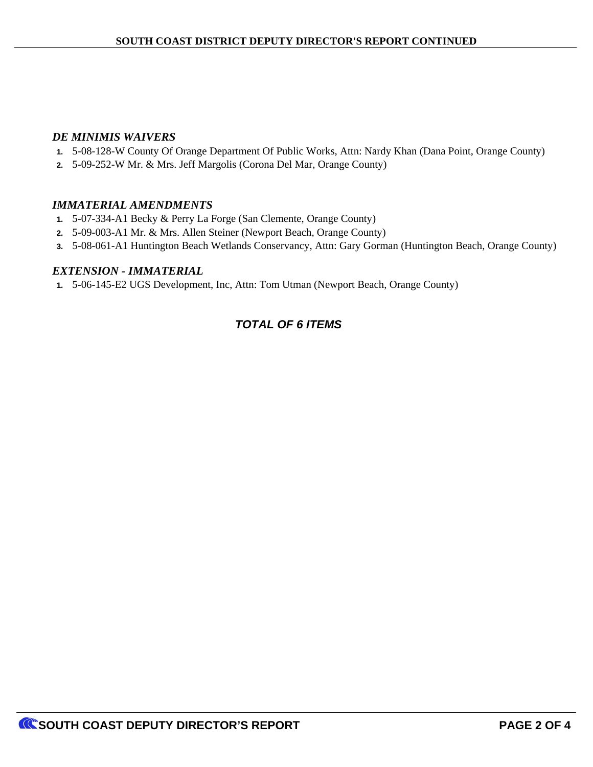### *DE MINIMIS WAIVERS*

1. 5-08-128-W County Of Orange Department Of Public Works, Attn: Nardy Khan (Dana Point, Orange County)
2. 5-09-252-W Mr. & Mrs. Jeff Margolis (Corona Del Mar, Orange County)

### *IMMATERIAL AMENDMENTS*

1. 5-07-334-A1 Becky & Perry La Forge (San Clemente, Orange County)
2. 5-09-003-A1 Mr. & Mrs. Allen Steiner (Newport Beach, Orange County)
3. 5-08-061-A1 Huntington Beach Wetlands Conservancy, Attn: Gary Gorman (Huntington Beach, Orange County)

### *EXTENSION - IMMATERIAL*

1. 5-06-145-E2 UGS Development, Inc, Attn: Tom Utman (Newport Beach, Orange County)

***TOTAL OF 6 ITEMS***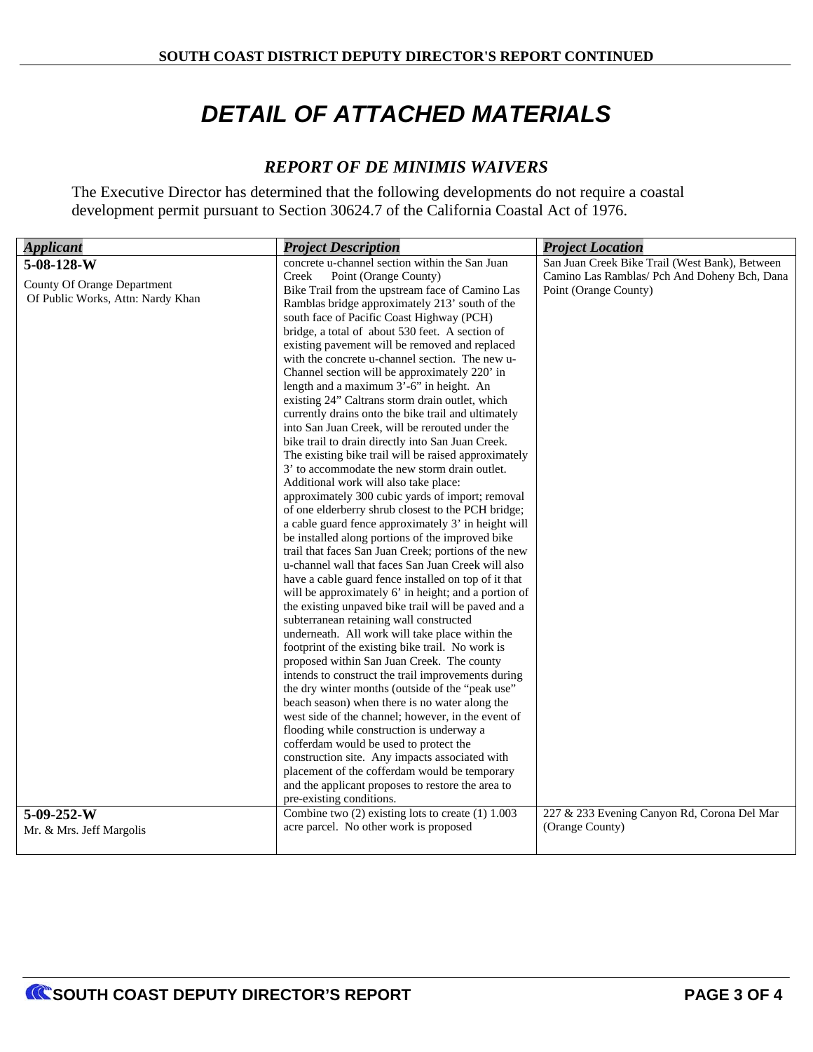# DETAIL OF ATTACHED MATERIALS

## REPORT OF DE MINIMIS WAIVERS

The Executive Director has determined that the following developments do not require a coastal development permit pursuant to Section 30624.7 of the California Coastal Act of 1976.

| *Applicant* | *Project Description* | *Project Location* |
|---|---|---|
| **5-08-128-W** County Of Orange Department Of Public Works, Attn: Nardy Khan | concrete u-channel section within the San Juan Creek Point (Orange County) Bike Trail from the upstream face of Camino Las Ramblas bridge approximately 213' south of the south face of Pacific Coast Highway (PCH) bridge, a total of about 530 feet. A section of existing pavement will be removed and replaced with the concrete u-channel section. The new u-Channel section will be approximately 220' in length and a maximum 3'-6" in height. An existing 24" Caltrans storm drain outlet, which currently drains onto the bike trail and ultimately into San Juan Creek, will be rerouted under the bike trail to drain directly into San Juan Creek. The existing bike trail will be raised approximately 3' to accommodate the new storm drain outlet. Additional work will also take place: approximately 300 cubic yards of import; removal of one elderberry shrub closest to the PCH bridge; a cable guard fence approximately 3' in height will be installed along portions of the improved bike trail that faces San Juan Creek; portions of the new u-channel wall that faces San Juan Creek will also have a cable guard fence installed on top of it that will be approximately 6' in height; and a portion of the existing unpaved bike trail will be paved and a subterranean retaining wall constructed underneath. All work will take place within the footprint of the existing bike trail. No work is proposed within San Juan Creek. The county intends to construct the trail improvements during the dry winter months (outside of the "peak use" beach season) when there is no water along the west side of the channel; however, in the event of flooding while construction is underway a cofferdam would be used to protect the construction site. Any impacts associated with placement of the cofferdam would be temporary and the applicant proposes to restore the area to pre-existing conditions. | San Juan Creek Bike Trail (West Bank), Between Camino Las Ramblas/ Pch And Doheny Bch, Dana Point (Orange County) |
| **5-09-252-W** Mr. & Mrs. Jeff Margolis | Combine two (2) existing lots to create (1) 1.003 acre parcel. No other work is proposed | 227 & 233 Evening Canyon Rd, Corona Del Mar (Orange County) |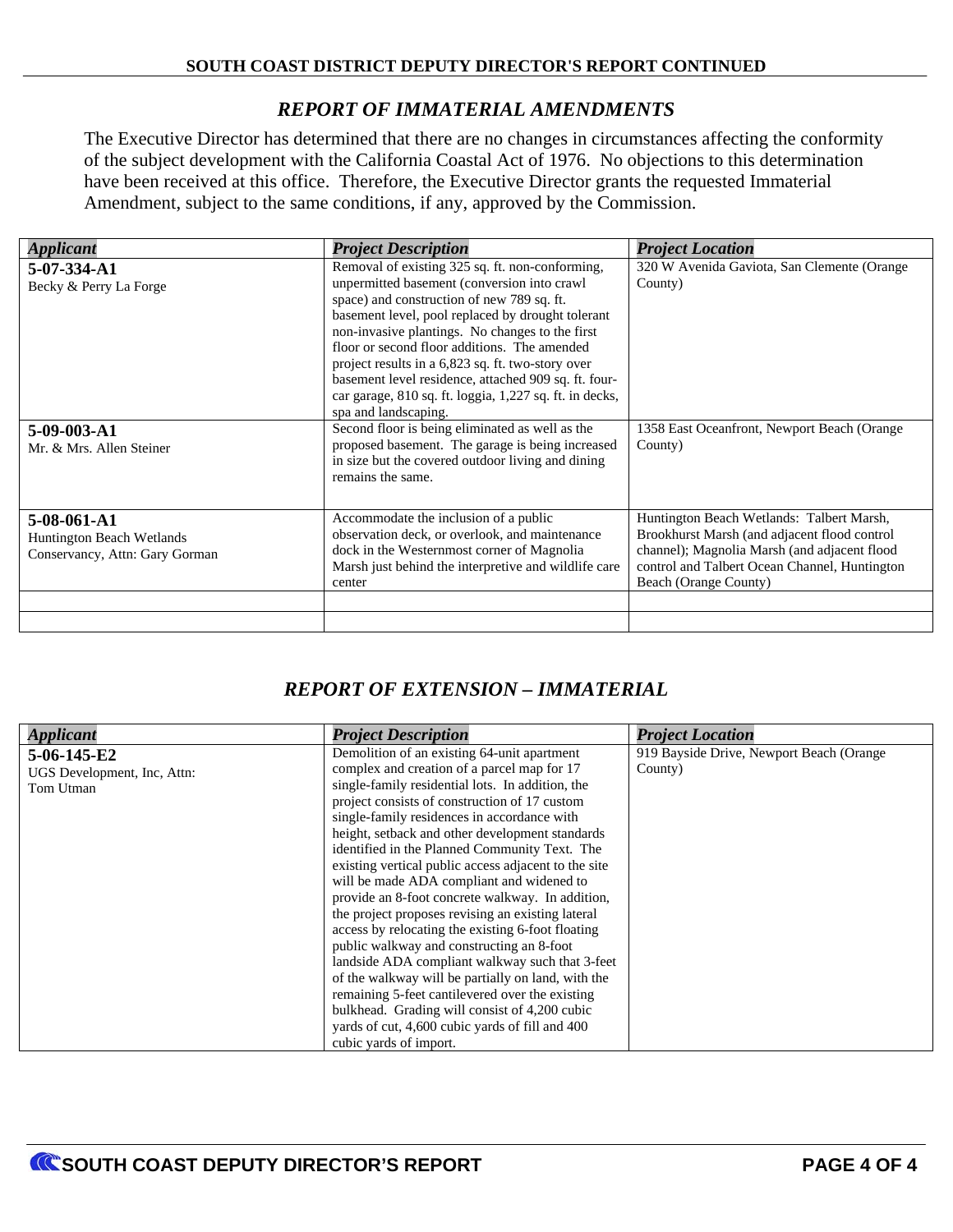## *REPORT OF IMMATERIAL AMENDMENTS*

The Executive Director has determined that there are no changes in circumstances affecting the conformity of the subject development with the California Coastal Act of 1976. No objections to this determination have been received at this office. Therefore, the Executive Director grants the requested Immaterial Amendment, subject to the same conditions, if any, approved by the Commission.

| *Applicant* | *Project Description* | *Project Location* |
|---|---|---|
| **5-07-334-A1**<br>Becky & Perry La Forge | Removal of existing 325 sq. ft. non-conforming, unpermitted basement (conversion into crawl space) and construction of new 789 sq. ft. basement level, pool replaced by drought tolerant non-invasive plantings. No changes to the first floor or second floor additions. The amended project results in a 6,823 sq. ft. two-story over basement level residence, attached 909 sq. ft. four-car garage, 810 sq. ft. loggia, 1,227 sq. ft. in decks, spa and landscaping. | 320 W Avenida Gaviota, San Clemente (Orange County) |
| **5-09-003-A1**<br>Mr. & Mrs. Allen Steiner | Second floor is being eliminated as well as the proposed basement. The garage is being increased in size but the covered outdoor living and dining remains the same. | 1358 East Oceanfront, Newport Beach (Orange County) |
| **5-08-061-A1**<br>Huntington Beach Wetlands Conservancy, Attn: Gary Gorman | Accommodate the inclusion of a public observation deck, or overlook, and maintenance dock in the Westernmost corner of Magnolia Marsh just behind the interpretive and wildlife care center | Huntington Beach Wetlands: Talbert Marsh, Brookhurst Marsh (and adjacent flood control channel); Magnolia Marsh (and adjacent flood control and Talbert Ocean Channel, Huntington Beach (Orange County) |
| | | |
| | | |

## *REPORT OF EXTENSION – IMMATERIAL*

| *Applicant* | *Project Description* | *Project Location* |
|---|---|---|
| **5-06-145-E2**<br>UGS Development, Inc, Attn: Tom Utman | Demolition of an existing 64-unit apartment complex and creation of a parcel map for 17 single-family residential lots. In addition, the project consists of construction of 17 custom single-family residences in accordance with height, setback and other development standards identified in the Planned Community Text. The existing vertical public access adjacent to the site will be made ADA compliant and widened to provide an 8-foot concrete walkway. In addition, the project proposes revising an existing lateral access by relocating the existing 6-foot floating public walkway and constructing an 8-foot landside ADA compliant walkway such that 3-feet of the walkway will be partially on land, with the remaining 5-feet cantilevered over the existing bulkhead. Grading will consist of 4,200 cubic yards of cut, 4,600 cubic yards of fill and 400 cubic yards of import. | 919 Bayside Drive, Newport Beach (Orange County) |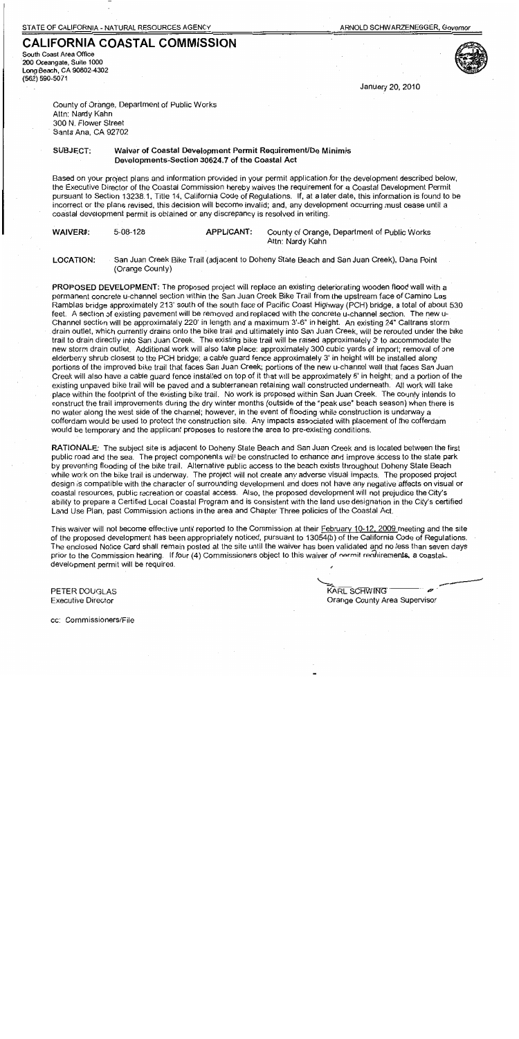STATE OF CALIFORNIA - NATURAL RESOURCES AGENCY

ARNOLD SCHWARZENEGGER, *Governor*

# CALIFORNIA COASTAL COMMISSION

South Coast Area Office
200 Oceangate, Suite 1000
Long Beach, CA 90802-4302
(562) 590-5071

January 20, 2010

County of Orange, Department of Public Works
Attn: Nardy Kahn
300 N. Flower Street
Santa Ana, CA 92702

**SUBJECT:** **Waiver of Coastal Development Permit Requirement/De Minimis Developments-Section 30624.7 of the Coastal Act**

Based on your project plans and information provided in your permit application for the development described below, the Executive Director of the Coastal Commission hereby waives the requirement for a Coastal Development Permit pursuant to Section 13238.1, Title 14, California Code of Regulations. If, at a later date, this information is found to be incorrect or the plans revised, this decision will become invalid; and, any development occurring must cease until a coastal development permit is obtained or any discrepancy is resolved in writing.

**WAIVER#:** 5-08-128 **APPLICANT:** County of Orange, Department of Public Works
Attn: Nardy Kahn

**LOCATION:** San Juan Creek Bike Trail (adjacent to Doheny State Beach and San Juan Creek), Dana Point (Orange County)

**PROPOSED DEVELOPMENT:** The proposed project will replace an existing deteriorating wooden flood wall with a permanent concrete u-channel section within the San Juan Creek Bike Trail from the upstream face of Camino Las Ramblas bridge approximately 213' south of the south face of Pacific Coast Highway (PCH) bridge, a total of about 530 feet. A section of existing pavement will be removed and replaced with the concrete u-channel section. The new u-Channel section will be approximately 220' in length and a maximum 3'-6" in height. An existing 24" Caltrans storm drain outlet, which currently drains onto the bike trail and ultimately into San Juan Creek, will be rerouted under the bike trail to drain directly into San Juan Creek. The existing bike trail will be raised approximately 3' to accommodate the new storm drain outlet. Additional work will also take place: approximately 300 cubic yards of import; removal of one elderberry shrub closest to the PCH bridge; a cable guard fence approximately 3' in height will be installed along portions of the improved bike trail that faces San Juan Creek; portions of the new u-channel wall that faces San Juan Creek will also have a cable guard fence installed on top of it that will be approximately 6' in height; and a portion of the existing unpaved bike trail will be paved and a subterranean retaining wall constructed underneath. All work will take place within the footprint of the existing bike trail. No work is proposed within San Juan Creek. The county intends to construct the trail improvements during the dry winter months (outside of the "peak use" beach season) when there is no water along the west side of the channel; however, in the event of flooding while construction is underway a cofferdam would be used to protect the construction site. Any impacts associated with placement of the cofferdam would be temporary and the applicant proposes to restore the area to pre-existing conditions.

**RATIONALE:** The subject site is adjacent to Doheny State Beach and San Juan Creek and is located between the first public road and the sea. The project components will be constructed to enhance and improve access to the state park by preventing flooding of the bike trail. Alternative public access to the beach exists throughout Doheny State Beach while work on the bike trail is underway. The project will not create any adverse visual impacts. The proposed project design is compatible with the character of surrounding development and does not have any negative affects on visual or coastal resources, public recreation or coastal access. Also, the proposed development will not prejudice the City's ability to prepare a Certified Local Coastal Program and is consistent with the land use designation in the City's certified Land Use Plan, past Commission actions in the area and Chapter Three policies of the Coastal Act.

This waiver will not become effective until reported to the Commission at their February 10-12, 2009 meeting and the site of the proposed development has been appropriately noticed, pursuant to 13054(b) of the California Code of Regulations. The enclosed Notice Card shall remain posted at the site until the waiver has been validated and no less than seven days prior to the Commission hearing. If four (4) Commissioners object to this waiver of permit requirements, a coastal development permit will be required.

PETER DOUGLAS
Executive Director

KARL SCHWING
Orange County Area Supervisor

cc: Commissioners/File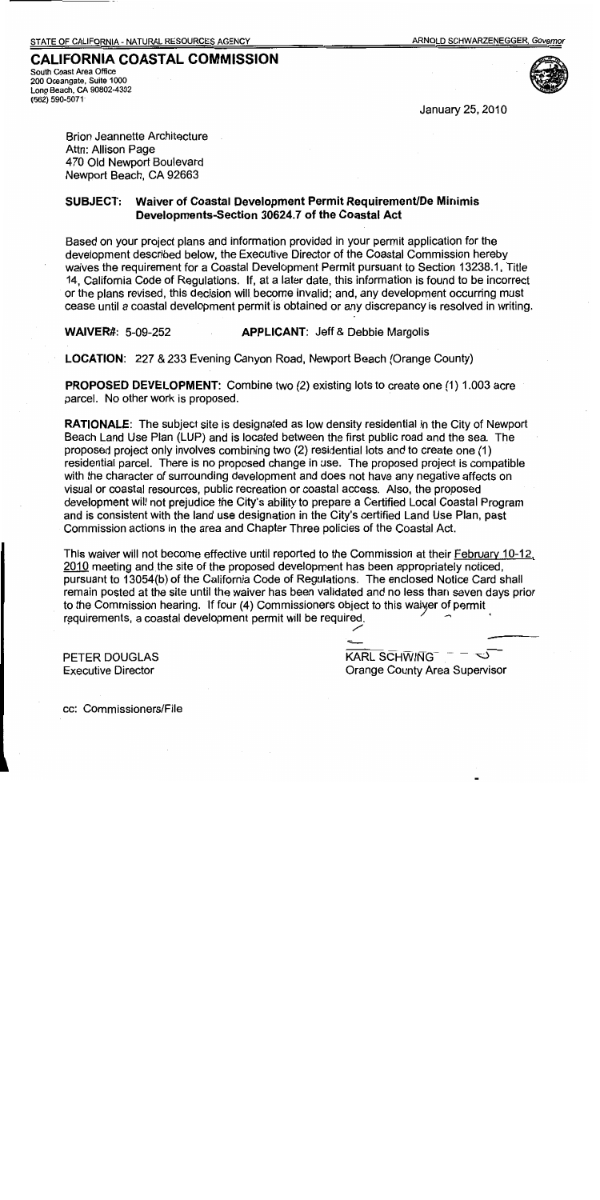STATE OF CALIFORNIA - NATURAL RESOURCES AGENCY                ARNOLD SCHWARZENEGGER, Governor

# CALIFORNIA COASTAL COMMISSION

South Coast Area Office
200 Oceangate, Suite 1000
Long Beach, CA 90802-4302
(562) 590-5071

January 25, 2010

Brion Jeannette Architecture
Attn: Allison Page
470 Old Newport Boulevard
Newport Beach, CA 92663

**SUBJECT: Waiver of Coastal Development Permit Requirement/De Minimis Developments-Section 30624.7 of the Coastal Act**

Based on your project plans and information provided in your permit application for the development described below, the Executive Director of the Coastal Commission hereby waives the requirement for a Coastal Development Permit pursuant to Section 13238.1, Title 14, California Code of Regulations. If, at a later date, this information is found to be incorrect or the plans revised, this decision will become invalid; and, any development occurring must cease until a coastal development permit is obtained or any discrepancy is resolved in writing.

**WAIVER#:** 5-09-252          **APPLICANT:** Jeff & Debbie Margolis

**LOCATION:** 227 & 233 Evening Canyon Road, Newport Beach (Orange County)

**PROPOSED DEVELOPMENT:** Combine two (2) existing lots to create one (1) 1.003 acre parcel. No other work is proposed.

**RATIONALE:** The subject site is designated as low density residential in the City of Newport Beach Land Use Plan (LUP) and is located between the first public road and the sea. The proposed project only involves combining two (2) residential lots and to create one (1) residential parcel. There is no proposed change in use. The proposed project is compatible with the character of surrounding development and does not have any negative affects on visual or coastal resources, public recreation or coastal access. Also, the proposed development will not prejudice the City's ability to prepare a Certified Local Coastal Program and is consistent with the land use designation in the City's certified Land Use Plan, past Commission actions in the area and Chapter Three policies of the Coastal Act.

This waiver will not become effective until reported to the Commission at their February 10-12, 2010 meeting and the site of the proposed development has been appropriately noticed, pursuant to 13054(b) of the California Code of Regulations. The enclosed Notice Card shall remain posted at the site until the waiver has been validated and no less than seven days prior to the Commission hearing. If four (4) Commissioners object to this waiver of permit requirements, a coastal development permit will be required.

PETER DOUGLAS
Executive Director

KARL SCHWING
Orange County Area Supervisor

cc: Commissioners/File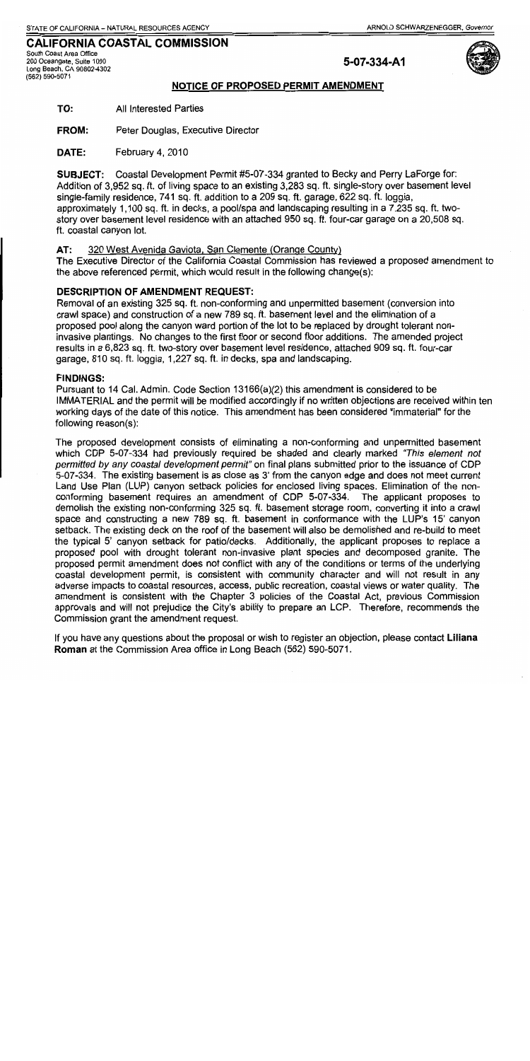STATE OF CALIFORNIA – NATURAL RESOURCES AGENCY ARNOLD SCHWARZENEGGER, *Governor*

**CALIFORNIA COASTAL COMMISSION**
South Coast Area Office
200 Oceangate, Suite 1000
Long Beach, CA 90802-4302
(562) 590-5071

**5-07-334-A1**

## NOTICE OF PROPOSED PERMIT AMENDMENT

**TO:** All Interested Parties

**FROM:** Peter Douglas, Executive Director

**DATE:** February 4, 2010

**SUBJECT:** Coastal Development Permit #5-07-334 granted to Becky and Perry LaForge for: Addition of 3,952 sq. ft. of living space to an existing 3,283 sq. ft. single-story over basement level single-family residence, 741 sq. ft. addition to a 209 sq. ft. garage, 622 sq. ft. loggia, approximately 1,100 sq. ft. in decks, a pool/spa and landscaping resulting in a 7,235 sq. ft. two-story over basement level residence with an attached 950 sq. ft. four-car garage on a 20,508 sq. ft. coastal canyon lot.

**AT:** 320 West Avenida Gaviota, San Clemente (Orange County)

The Executive Director of the California Coastal Commission has reviewed a proposed amendment to the above referenced permit, which would result in the following change(s):

### DESCRIPTION OF AMENDMENT REQUEST:

Removal of an existing 325 sq. ft. non-conforming and unpermitted basement (conversion into crawl space) and construction of a new 789 sq. ft. basement level and the elimination of a proposed pool along the canyon ward portion of the lot to be replaced by drought tolerant non-invasive plantings. No changes to the first floor or second floor additions. The amended project results in a 6,823 sq. ft. two-story over basement level residence, attached 909 sq. ft. four-car garage, 810 sq. ft. loggia, 1,227 sq. ft. in decks, spa and landscaping.

### FINDINGS:

Pursuant to 14 Cal. Admin. Code Section 13166(a)(2) this amendment is considered to be IMMATERIAL and the permit will be modified accordingly if no written objections are received within ten working days of the date of this notice. This amendment has been considered "immaterial" for the following reason(s):

The proposed development consists of eliminating a non-conforming and unpermitted basement which CDP 5-07-334 had previously required be shaded and clearly marked *"This element not permitted by any coastal development permit"* on final plans submitted prior to the issuance of CDP 5-07-334. The existing basement is as close as 3' from the canyon edge and does not meet current Land Use Plan (LUP) canyon setback policies for enclosed living spaces. Elimination of the non-conforming basement requires an amendment of CDP 5-07-334. The applicant proposes to demolish the existing non-conforming 325 sq. ft. basement storage room, converting it into a crawl space and constructing a new 789 sq. ft. basement in conformance with the LUP's 15' canyon setback. The existing deck on the roof of the basement will also be demolished and re-build to meet the typical 5' canyon setback for patio/decks. Additionally, the applicant proposes to replace a proposed pool with drought tolerant non-invasive plant species and decomposed granite. The proposed permit amendment does not conflict with any of the conditions or terms of the underlying coastal development permit, is consistent with community character and will not result in any adverse impacts to coastal resources, access, public recreation, coastal views or water quality. The amendment is consistent with the Chapter 3 policies of the Coastal Act, previous Commission approvals and will not prejudice the City's ability to prepare an LCP. Therefore, recommends the Commission grant the amendment request.

If you have any questions about the proposal or wish to register an objection, please contact **Liliana Roman** at the Commission Area office in Long Beach (562) 590-5071.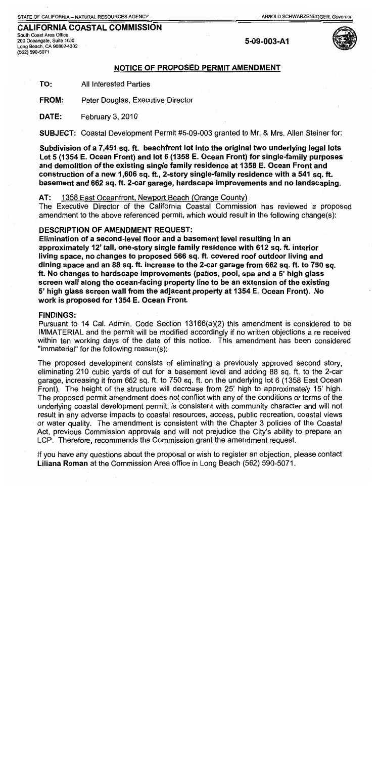STATE OF CALIFORNIA – NATURAL RESOURCES AGENCY ARNOLD SCHWARZENEGGER, *Governor*

**CALIFORNIA COASTAL COMMISSION**
South Coast Area Office
200 Oceangate, Suite 1000
Long Beach, CA 90802-4302
(562) 590-5071

**5-09-003-A1**

## NOTICE OF PROPOSED PERMIT AMENDMENT

**TO:** All Interested Parties

**FROM:** Peter Douglas, Executive Director

**DATE:** February 3, 2010

**SUBJECT:** Coastal Development Permit #5-09-003 granted to Mr. & Mrs. Allen Steiner for:

**Subdivision of a 7,451 sq. ft. beachfront lot into the original two underlying legal lots Lot 5 (1354 E. Ocean Front) and lot 6 (1358 E. Ocean Front) for single-family purposes and demolition of the existing single family residence at 1358 E. Ocean Front and construction of a new 1,606 sq. ft., 2-story single-family residence with a 541 sq. ft. basement and 662 sq. ft. 2-car garage, hardscape improvements and no landscaping.**

**AT:** 1358 East Oceanfront, Newport Beach (Orange County)

The Executive Director of the California Coastal Commission has reviewed a proposed amendment to the above referenced permit, which would result in the following change(s):

**DESCRIPTION OF AMENDMENT REQUEST:**

**Elimination of a second-level floor and a basement level resulting in an approximately 12' tall, one-story single family residence with 612 sq. ft. interior living space, no changes to proposed 566 sq. ft. covered roof outdoor living and dining space and an 88 sq. ft. increase to the 2-car garage from 662 sq. ft. to 750 sq. ft. No changes to hardscape improvements (patios, pool, spa and a 5' high glass screen wall along the ocean-facing property line to be an extension of the existing 5' high glass screen wall from the adjacent property at 1354 E. Ocean Front). No work is proposed for 1354 E. Ocean Front.**

**FINDINGS:**

Pursuant to 14 Cal. Admin. Code Section 13166(a)(2) this amendment is considered to be IMMATERIAL and the permit will be modified accordingly if no written objections a re received within ten working days of the date of this notice. This amendment has been considered "immaterial" for the following reason(s):

The proposed development consists of eliminating a previously approved second story, eliminating 210 cubic yards of cut for a basement level and adding 88 sq. ft. to the 2-car garage, increasing it from 662 sq. ft. to 750 sq. ft. on the underlying lot 6 (1358 East Ocean Front). The height of the structure will decrease from 25' high to approximately 15' high. The proposed permit amendment does not conflict with any of the conditions or terms of the underlying coastal development permit, is consistent with community character and will not result in any adverse impacts to coastal resources, access, public recreation, coastal views or water quality. The amendment is consistent with the Chapter 3 policies of the Coastal Act, previous Commission approvals and will not prejudice the City's ability to prepare an LCP. Therefore, recommends the Commission grant the amendment request.

If you have any questions about the proposal or wish to register an objection, please contact **Liliana Roman** at the Commission Area office in Long Beach (562) 590-5071.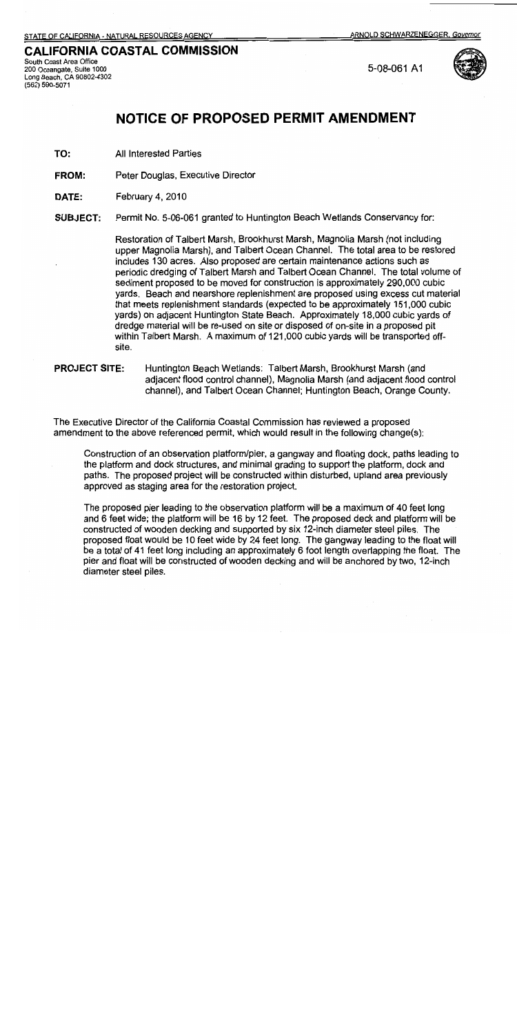STATE OF CALIFORNIA - NATURAL RESOURCES AGENCY

ARNOLD SCHWARZENEGGER, *Governor*

**CALIFORNIA COASTAL COMMISSION**

South Coast Area Office
200 Oceangate, Suite 1000
Long Beach, CA 90802-4302
(562) 590-5071

5-08-061 A1

# NOTICE OF PROPOSED PERMIT AMENDMENT

**TO:** All Interested Parties

**FROM:** Peter Douglas, Executive Director

**DATE:** February 4, 2010

**SUBJECT:** Permit No. 5-06-061 granted to Huntington Beach Wetlands Conservancy for:

Restoration of Talbert Marsh, Brookhurst Marsh, Magnolia Marsh (not including upper Magnolia Marsh), and Talbert Ocean Channel. The total area to be restored includes 130 acres. Also proposed are certain maintenance actions such as periodic dredging of Talbert Marsh and Talbert Ocean Channel. The total volume of sediment proposed to be moved for construction is approximately 290,000 cubic yards. Beach and nearshore replenishment are proposed using excess cut material that meets replenishment standards (expected to be approximately 151,000 cubic yards) on adjacent Huntington State Beach. Approximately 18,000 cubic yards of dredge material will be re-used on site or disposed of on-site in a proposed pit within Talbert Marsh. A maximum of 121,000 cubic yards will be transported off-site.

**PROJECT SITE:** Huntington Beach Wetlands: Talbert Marsh, Brookhurst Marsh (and adjacent flood control channel), Magnolia Marsh (and adjacent flood control channel), and Talbert Ocean Channel; Huntington Beach, Orange County.

The Executive Director of the California Coastal Commission has reviewed a proposed amendment to the above referenced permit, which would result in the following change(s):

Construction of an observation platform/pier, a gangway and floating dock, paths leading to the platform and dock structures, and minimal grading to support the platform, dock and paths. The proposed project will be constructed within disturbed, upland area previously approved as staging area for the restoration project.

The proposed pier leading to the observation platform will be a maximum of 40 feet long and 6 feet wide; the platform will be 16 by 12 feet. The proposed deck and platform will be constructed of wooden decking and supported by six 12-inch diameter steel piles. The proposed float would be 10 feet wide by 24 feet long. The gangway leading to the float will be a total of 41 feet long including an approximately 6 foot length overlapping the float. The pier and float will be constructed of wooden decking and will be anchored by two, 12-inch diameter steel piles.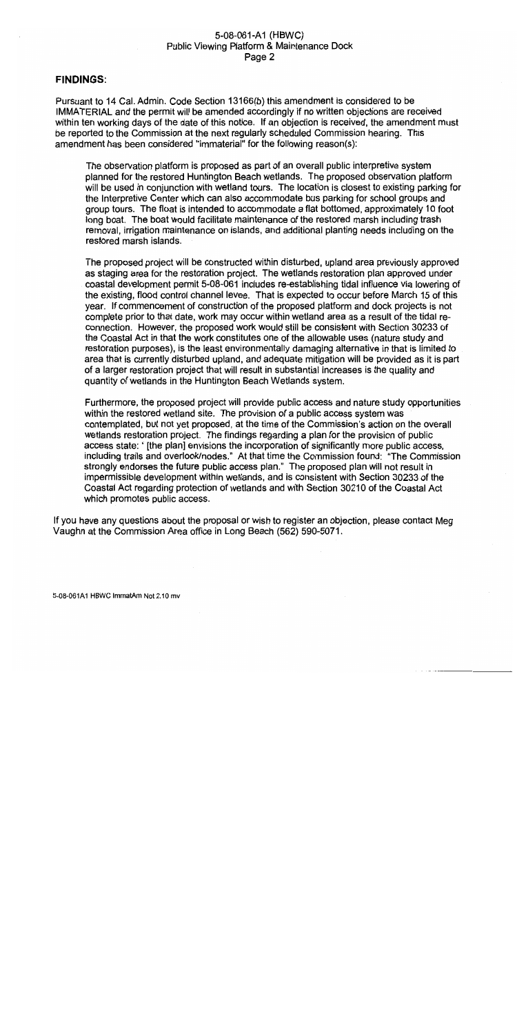**FINDINGS:**

Pursuant to 14 Cal. Admin. Code Section 13166(b) this amendment is considered to be IMMATERIAL and the permit will be amended accordingly if no written objections are received within ten working days of the date of this notice. If an objection is received, the amendment must be reported to the Commission at the next regularly scheduled Commission hearing. This amendment has been considered "immaterial" for the following reason(s):

> The observation platform is proposed as part of an overall public interpretive system planned for the restored Huntington Beach wetlands. The proposed observation platform will be used in conjunction with wetland tours. The location is closest to existing parking for the Interpretive Center which can also accommodate bus parking for school groups and group tours. The float is intended to accommodate a flat bottomed, approximately 10 foot long boat. The boat would facilitate maintenance of the restored marsh including trash removal, irrigation maintenance on islands, and additional planting needs including on the restored marsh islands.
>
> The proposed project will be constructed within disturbed, upland area previously approved as staging area for the restoration project. The wetlands restoration plan approved under coastal development permit 5-08-061 includes re-establishing tidal influence via lowering of the existing, flood control channel levee. That is expected to occur before March 15 of this year. If commencement of construction of the proposed platform and dock projects is not complete prior to that date, work may occur within wetland area as a result of the tidal re-connection. However, the proposed work would still be consistent with Section 30233 of the Coastal Act in that the work constitutes one of the allowable uses (nature study and restoration purposes), is the least environmentally damaging alternative in that is limited to area that is currently disturbed upland, and adequate mitigation will be provided as it is part of a larger restoration project that will result in substantial increases is the quality and quantity of wetlands in the Huntington Beach Wetlands system.
>
> Furthermore, the proposed project will provide public access and nature study opportunities within the restored wetland site. The provision of a public access system was contemplated, but not yet proposed, at the time of the Commission's action on the overall wetlands restoration project. The findings regarding a plan for the provision of public access state: ' [the plan] envisions the incorporation of significantly more public access, including trails and overlook/nodes." At that time the Commission found: "The Commission strongly endorses the future public access plan." The proposed plan will not result in impermissible development within wetlands, and is consistent with Section 30233 of the Coastal Act regarding protection of wetlands and with Section 30210 of the Coastal Act which promotes public access.

If you have any questions about the proposal or wish to register an objection, please contact Meg Vaughn at the Commission Area office in Long Beach (562) 590-5071.

5-08-061A1 HBWC ImmatAm Not 2.10 mv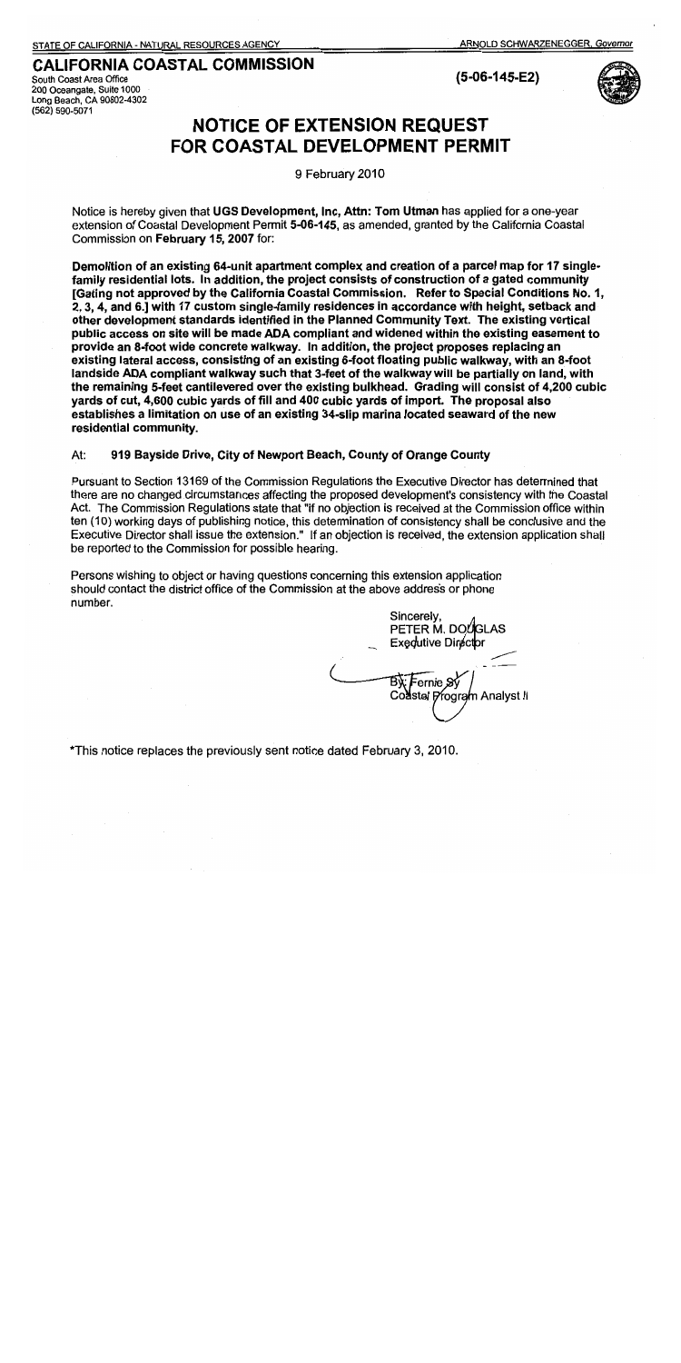STATE OF CALIFORNIA - NATURAL RESOURCES AGENCY

ARNOLD SCHWARZENEGGER, *Governor*

**CALIFORNIA COASTAL COMMISSION**

South Coast Area Office
200 Oceangate, Suite 1000
Long Beach, CA 90802-4302
(562) 590-5071

**(5-06-145-E2)**

# NOTICE OF EXTENSION REQUEST FOR COASTAL DEVELOPMENT PERMIT

9 February 2010

Notice is hereby given that **UGS Development, Inc, Attn: Tom Utman** has applied for a one-year extension of Coastal Development Permit **5-06-145**, as amended, granted by the California Coastal Commission on **February 15, 2007** for:

**Demolition of an existing 64-unit apartment complex and creation of a parcel map for 17 single-family residential lots. In addition, the project consists of construction of a gated community [Gating not approved by the California Coastal Commission. Refer to Special Conditions No. 1, 2, 3, 4, and 6.] with 17 custom single-family residences in accordance with height, setback and other development standards identified in the Planned Community Text. The existing vertical public access on site will be made ADA compliant and widened within the existing easement to provide an 8-foot wide concrete walkway. In addition, the project proposes replacing an existing lateral access, consisting of an existing 6-foot floating public walkway, with an 8-foot landside ADA compliant walkway such that 3-feet of the walkway will be partially on land, with the remaining 5-feet cantilevered over the existing bulkhead. Grading will consist of 4,200 cubic yards of cut, 4,600 cubic yards of fill and 400 cubic yards of import. The proposal also establishes a limitation on use of an existing 34-slip marina located seaward of the new residential community.**

At: **919 Bayside Drive, City of Newport Beach, County of Orange County**

Pursuant to Section 13169 of the Commission Regulations the Executive Director has determined that there are no changed circumstances affecting the proposed development's consistency with the Coastal Act. The Commission Regulations state that "if no objection is received at the Commission office within ten (10) working days of publishing notice, this determination of consistency shall be conclusive and the Executive Director shall issue the extension." If an objection is received, the extension application shall be reported to the Commission for possible hearing.

Persons wishing to object or having questions concerning this extension application should contact the district office of the Commission at the above address or phone number.

Sincerely,
PETER M. DOUGLAS
Executive Director

By: Fernie Sy
Coastal Program Analyst II

*This notice replaces the previously sent notice dated February 3, 2010.